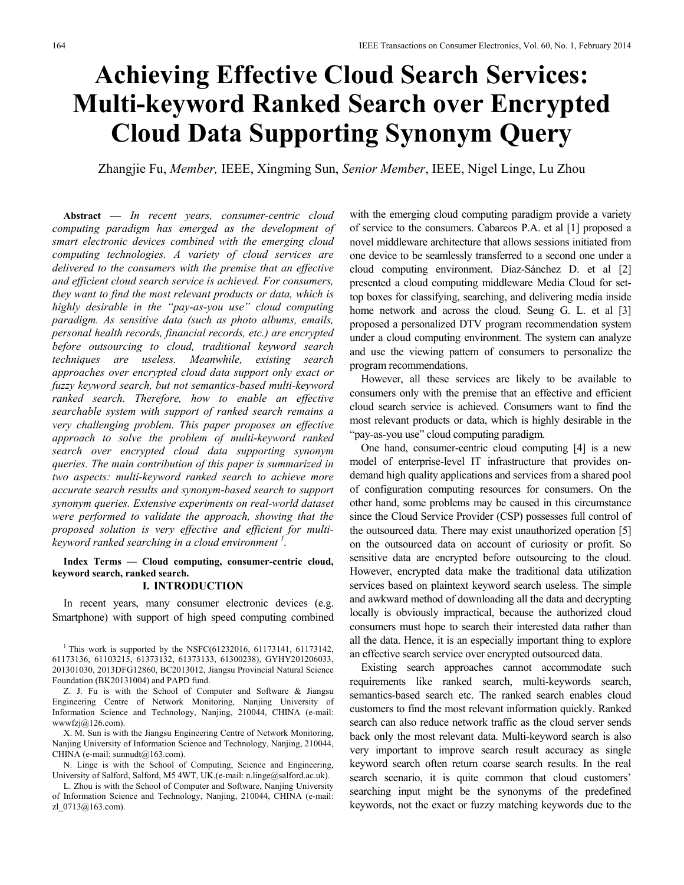# Achieving Effective Cloud Search Services: Multi-keyword Ranked Search over Encrypted Cloud Data Supporting Synonym Query

Zhangjie Fu, *Member,* IEEE, Xingming Sun, *Senior Member*, IEEE, Nigel Linge, Lu Zhou

**Abstract —** *In recent years, consumer-centric cloud computing paradigm has emerged as the development of smart electronic devices combined with the emerging cloud computing technologies. A variety of cloud services are delivered to the consumers with the premise that an effective and efficient cloud search service is achieved. For consumers, they want to find the most relevant products or data, which is highly desirable in the "pay-as-you use" cloud computing paradigm. As sensitive data (such as photo albums, emails, personal health records, financial records, etc.) are encrypted before outsourcing to cloud, traditional keyword search techniques are useless. Meanwhile, existing search approaches over encrypted cloud data support only exact or fuzzy keyword search, but not semantics-based multi-keyword ranked search. Therefore, how to enable an effective searchable system with support of ranked search remains a very challenging problem. This paper proposes an effective approach to solve the problem of multi-keyword ranked search over encrypted cloud data supporting synonym queries. The main contribution of this paper is summarized in two aspects: multi-keyword ranked search to achieve more accurate search results and synonym-based search to support synonym queries. Extensive experiments on real-world dataset were performed to validate the approach, showing that the proposed solution is very effective and efficient for multi-keyword ranked searching in a cloud environment* [1].

**Index Terms — Cloud computing, consumer-centric cloud, keyword search, ranked search.**

## I. INTRODUCTION

In recent years, many consumer electronic devices (e.g. Smartphone) with support of high speed computing combined with the emerging cloud computing paradigm provide a variety of service to the consumers. Cabarcos P.A. et al [1] proposed a novel middleware architecture that allows sessions initiated from one device to be seamlessly transferred to a second one under a cloud computing environment. Díaz-Sánchez D. et al [2] presented a cloud computing middleware Media Cloud for set-top boxes for classifying, searching, and delivering media inside home network and across the cloud. Seung G. L. et al [3] proposed a personalized DTV program recommendation system under a cloud computing environment. The system can analyze and use the viewing pattern of consumers to personalize the program recommendations.

However, all these services are likely to be available to consumers only with the premise that an effective and efficient cloud search service is achieved. Consumers want to find the most relevant products or data, which is highly desirable in the "pay-as-you use" cloud computing paradigm.

One hand, consumer-centric cloud computing [4] is a new model of enterprise-level IT infrastructure that provides on-demand high quality applications and services from a shared pool of configuration computing resources for consumers. On the other hand, some problems may be caused in this circumstance since the Cloud Service Provider (CSP) possesses full control of the outsourced data. There may exist unauthorized operation [5] on the outsourced data on account of curiosity or profit. So sensitive data are encrypted before outsourcing to the cloud. However, encrypted data make the traditional data utilization services based on plaintext keyword search useless. The simple and awkward method of downloading all the data and decrypting locally is obviously impractical, because the authorized cloud consumers must hope to search their interested data rather than all the data. Hence, it is an especially important thing to explore an effective search service over encrypted outsourced data.

Existing search approaches cannot accommodate such requirements like ranked search, multi-keywords search, semantics-based search etc. The ranked search enables cloud customers to find the most relevant information quickly. Ranked search can also reduce network traffic as the cloud server sends back only the most relevant data. Multi-keyword search is also very important to improve search result accuracy as single keyword search often return coarse search results. In the real search scenario, it is quite common that cloud customers' searching input might be the synonyms of the predefined keywords, not the exact or fuzzy matching keywords due to the

---

[1] This work is supported by the NSFC(61232016, 61173141, 61173142, 61173136, 61103215, 61373132, 61373133, 61300238), GYHY201206033, 201301030, 2013DFG12860, BC2013012, Jiangsu Provincial Natural Science Foundation (BK20131004) and PAPD fund.

Z. J. Fu is with the School of Computer and Software & Jiangsu Engineering Centre of Network Monitoring, Nanjing University of Information Science and Technology, Nanjing, 210044, CHINA (e-mail: wwwfzj@126.com).

X. M. Sun is with the Jiangsu Engineering Centre of Network Monitoring, Nanjing University of Information Science and Technology, Nanjing, 210044, CHINA (e-mail: sunnudt@163.com).

N. Linge is with the School of Computing, Science and Engineering, University of Salford, Salford, M5 4WT, UK.(e-mail: n.linge@salford.ac.uk).

L. Zhou is with the School of Computer and Software, Nanjing University of Information Science and Technology, Nanjing, 210044, CHINA (e-mail: zl_0713@163.com).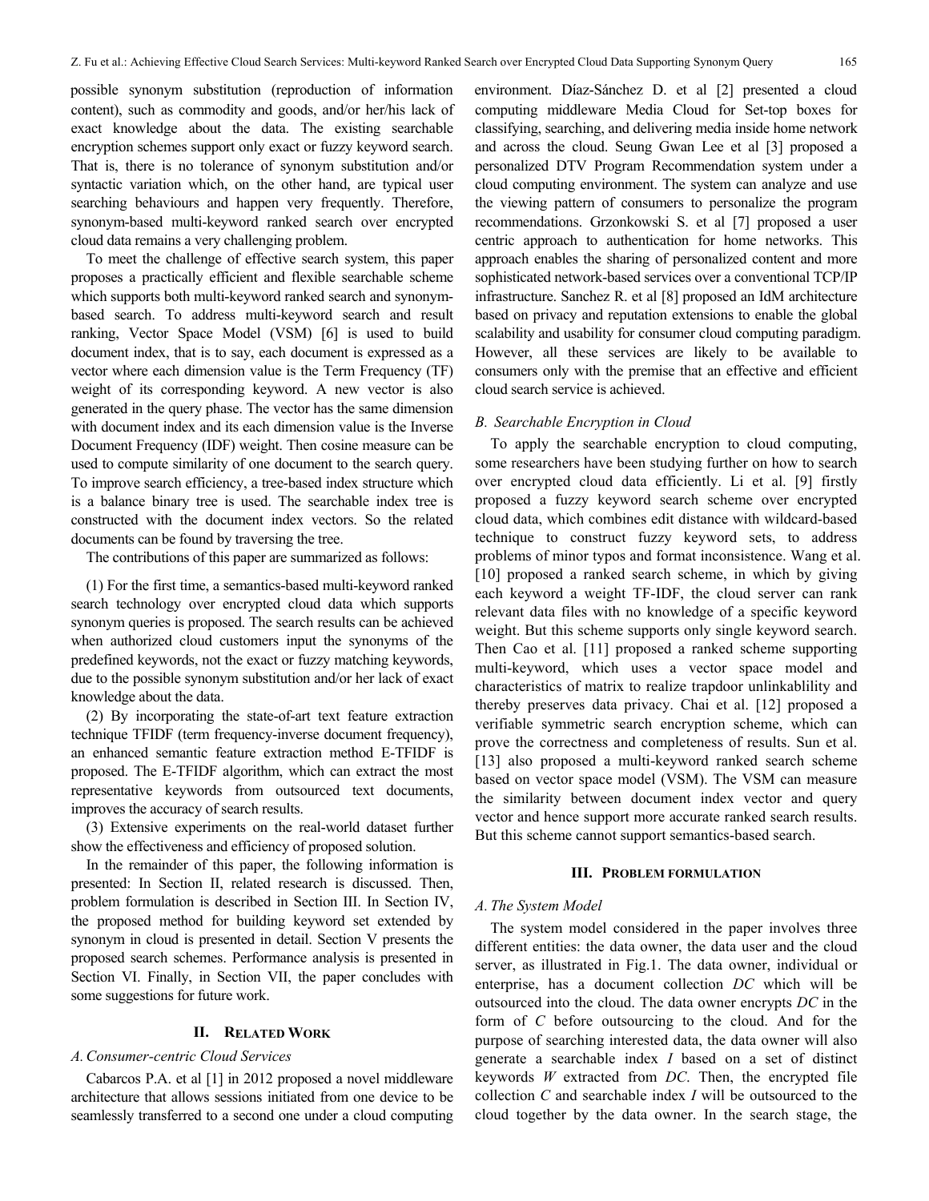possible synonym substitution (reproduction of information content), such as commodity and goods, and/or her/his lack of exact knowledge about the data. The existing searchable encryption schemes support only exact or fuzzy keyword search. That is, there is no tolerance of synonym substitution and/or syntactic variation which, on the other hand, are typical user searching behaviours and happen very frequently. Therefore, synonym-based multi-keyword ranked search over encrypted cloud data remains a very challenging problem.

To meet the challenge of effective search system, this paper proposes a practically efficient and flexible searchable scheme which supports both multi-keyword ranked search and synonym-based search. To address multi-keyword search and result ranking, Vector Space Model (VSM) [6] is used to build document index, that is to say, each document is expressed as a vector where each dimension value is the Term Frequency (TF) weight of its corresponding keyword. A new vector is also generated in the query phase. The vector has the same dimension with document index and its each dimension value is the Inverse Document Frequency (IDF) weight. Then cosine measure can be used to compute similarity of one document to the search query. To improve search efficiency, a tree-based index structure which is a balance binary tree is used. The searchable index tree is constructed with the document index vectors. So the related documents can be found by traversing the tree.

The contributions of this paper are summarized as follows:

(1) For the first time, a semantics-based multi-keyword ranked search technology over encrypted cloud data which supports synonym queries is proposed. The search results can be achieved when authorized cloud customers input the synonyms of the predefined keywords, not the exact or fuzzy matching keywords, due to the possible synonym substitution and/or her lack of exact knowledge about the data.

(2) By incorporating the state-of-art text feature extraction technique TFIDF (term frequency-inverse document frequency), an enhanced semantic feature extraction method E-TFIDF is proposed. The E-TFIDF algorithm, which can extract the most representative keywords from outsourced text documents, improves the accuracy of search results.

(3) Extensive experiments on the real-world dataset further show the effectiveness and efficiency of proposed solution.

In the remainder of this paper, the following information is presented: In Section II, related research is discussed. Then, problem formulation is described in Section III. In Section IV, the proposed method for building keyword set extended by synonym in cloud is presented in detail. Section V presents the proposed search schemes. Performance analysis is presented in Section VI. Finally, in Section VII, the paper concludes with some suggestions for future work.

## II. Related Work

### A. Consumer-centric Cloud Services

Cabarcos P.A. et al [1] in 2012 proposed a novel middleware architecture that allows sessions initiated from one device to be seamlessly transferred to a second one under a cloud computing environment. Díaz-Sánchez D. et al [2] presented a cloud computing middleware Media Cloud for Set-top boxes for classifying, searching, and delivering media inside home network and across the cloud. Seung Gwan Lee et al [3] proposed a personalized DTV Program Recommendation system under a cloud computing environment. The system can analyze and use the viewing pattern of consumers to personalize the program recommendations. Grzonkowski S. et al [7] proposed a user centric approach to authentication for home networks. This approach enables the sharing of personalized content and more sophisticated network-based services over a conventional TCP/IP infrastructure. Sanchez R. et al [8] proposed an IdM architecture based on privacy and reputation extensions to enable the global scalability and usability for consumer cloud computing paradigm. However, all these services are likely to be available to consumers only with the premise that an effective and efficient cloud search service is achieved.

### B. Searchable Encryption in Cloud

To apply the searchable encryption to cloud computing, some researchers have been studying further on how to search over encrypted cloud data efficiently. Li et al. [9] firstly proposed a fuzzy keyword search scheme over encrypted cloud data, which combines edit distance with wildcard-based technique to construct fuzzy keyword sets, to address problems of minor typos and format inconsistence. Wang et al. [10] proposed a ranked search scheme, in which by giving each keyword a weight TF-IDF, the cloud server can rank relevant data files with no knowledge of a specific keyword weight. But this scheme supports only single keyword search. Then Cao et al. [11] proposed a ranked scheme supporting multi-keyword, which uses a vector space model and characteristics of matrix to realize trapdoor unlinkablility and thereby preserves data privacy. Chai et al. [12] proposed a verifiable symmetric search encryption scheme, which can prove the correctness and completeness of results. Sun et al. [13] also proposed a multi-keyword ranked search scheme based on vector space model (VSM). The VSM can measure the similarity between document index vector and query vector and hence support more accurate ranked search results. But this scheme cannot support semantics-based search.

## III. Problem Formulation

### A. The System Model

The system model considered in the paper involves three different entities: the data owner, the data user and the cloud server, as illustrated in Fig.1. The data owner, individual or enterprise, has a document collection *DC* which will be outsourced into the cloud. The data owner encrypts *DC* in the form of *C* before outsourcing to the cloud. And for the purpose of searching interested data, the data owner will also generate a searchable index *I* based on a set of distinct keywords *W* extracted from *DC*. Then, the encrypted file collection *C* and searchable index *I* will be outsourced to the cloud together by the data owner. In the search stage, the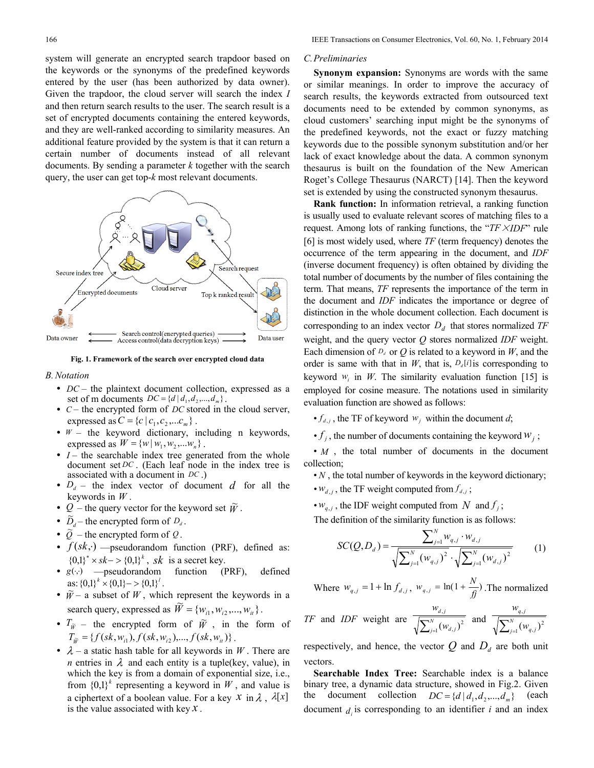system will generate an encrypted search trapdoor based on the keywords or the synonyms of the predefined keywords entered by the user (has been authorized by data owner). Given the trapdoor, the cloud server will search the index $I$ and then return search results to the user. The search result is a set of encrypted documents containing the entered keywords, and they are well-ranked according to similarity measures. An additional feature provided by the system is that it can return a certain number of documents instead of all relevant documents. By sending a parameter $k$ together with the search query, the user can get top-$k$ most relevant documents.

**Fig. 1. Framework of the search over encrypted cloud data**

### *B. Notation*

- $DC$ – the plaintext document collection, expressed as a set of m documents $DC = \{d \mid d_1, d_2, ..., d_m\}$.
- $C$ – the encrypted form of $DC$ stored in the cloud server, expressed as $C = \{c \mid c_1, c_2, ...c_m\}$.
- $W$ – the keyword dictionary, including n keywords, expressed as $W = \{w \mid w_1, w_2, ...w_n\}$.
- $I$ – the searchable index tree generated from the whole document set $DC$. (Each leaf node in the index tree is associated with a document in $DC$.)
- $D_d$ – the index vector of document $d$ for all the keywords in $W$.
- $Q$ – the query vector for the keyword set $\widetilde{W}$.
- $\widetilde{D}_d$ – the encrypted form of $D_d$.
- $\widetilde{Q}$ – the encrypted form of $Q$.
- $f(sk,\cdot)$ —pseudorandom function (PRF), defined as: $\{0,1\}^* \times sk -> \{0,1\}^k$, $sk$ is a secret key.
- $g(\cdot,\cdot)$ —pseudorandom function (PRF), defined as: $\{0,1\}^k \times \{0,1\} -> \{0,1\}^l$.
- $\widetilde{W}$ – a subset of $W$, which represent the keywords in a search query, expressed as $\widetilde{W} = \{w_{i1}, w_{i2}, ..., w_{it}\}$.
- $T_{\widetilde{W}}$ – the encrypted form of $\widetilde{W}$, in the form of $T_{\widetilde{W}} = \{f(sk, w_{i1}), f(sk, w_{i2}), ..., f(sk, w_{it})\}$.
- $\lambda$ – a static hash table for all keywords in $W$. There are $n$ entries in $\lambda$ and each entity is a tuple(key, value), in which the key is from a domain of exponential size, i.e., from $\{0,1\}^k$ representing a keyword in $W$, and value is a ciphertext of a boolean value. For a key $x$ in $\lambda$, $\lambda[x]$ is the value associated with key $x$.

### *C. Preliminaries*

**Synonym expansion:** Synonyms are words with the same or similar meanings. In order to improve the accuracy of search results, the keywords extracted from outsourced text documents need to be extended by common synonyms, as cloud customers' searching input might be the synonyms of the predefined keywords, not the exact or fuzzy matching keywords due to the possible synonym substitution and/or her lack of exact knowledge about the data. A common synonym thesaurus is built on the foundation of the New American Roget's College Thesaurus (NARCT) [14]. Then the keyword set is extended by using the constructed synonym thesaurus.

**Rank function:** In information retrieval, a ranking function is usually used to evaluate relevant scores of matching files to a request. Among lots of ranking functions, the "*TF*×*IDF*" rule [6] is most widely used, where *TF* (term frequency) denotes the occurrence of the term appearing in the document, and *IDF* (inverse document frequency) is often obtained by dividing the total number of documents by the number of files containing the term. That means, *TF* represents the importance of the term in the document and *IDF* indicates the importance or degree of distinction in the whole document collection. Each document is corresponding to an index vector $D_d$ that stores normalized *TF* weight, and the query vector $Q$ stores normalized *IDF* weight. Each dimension of $D_d$ or $Q$ is related to a keyword in $W$, and the order is same with that in $W$, that is, $D_d[i]$ is corresponding to keyword $w_i$ in $W$. The similarity evaluation function [15] is employed for cosine measure. The notations used in similarity evaluation function are showed as follows:

- $f_{d,j}$, the TF of keyword $w_j$ within the document $d$;
- $f_j$, the number of documents containing the keyword $w_j$;
- $M$, the total number of documents in the document collection;
- $N$, the total number of keywords in the keyword dictionary;
- $w_{d,j}$, the TF weight computed from $f_{d,j}$;
- $w_{q,j}$, the IDF weight computed from $N$ and $f_j$;

The definition of the similarity function is as follows:

$$SC(Q, D_d) = \frac{\sum_{j=1}^{N} w_{q,j} \cdot w_{d,j}}{\sqrt{\sum_{j=1}^{N} (w_{q,j})^2} \cdot \sqrt{\sum_{j=1}^{N} (w_{d,j})^2}} \qquad (1)$$

Where $w_{q,j} = 1 + \ln f_{d,j}$, $w_{q,j} = \ln(1 + \frac{N}{fj})$. The normalized *TF* and *IDF* weight are $\frac{w_{d,j}}{\sqrt{\sum_{j=1}^{N} (w_{d,j})^2}}$ and $\frac{w_{q,j}}{\sqrt{\sum_{j=1}^{N} (w_{q,j})^2}}$ respectively, and hence, the vector $Q$ and $D_d$ are both unit vectors.

**Searchable Index Tree:** Searchable index is a balance binary tree, a dynamic data structure, showed in Fig.2. Given the document collection $DC = \{d \mid d_1, d_2, ..., d_m\}$ (each document $d_i$ is corresponding to an identifier $i$ and an index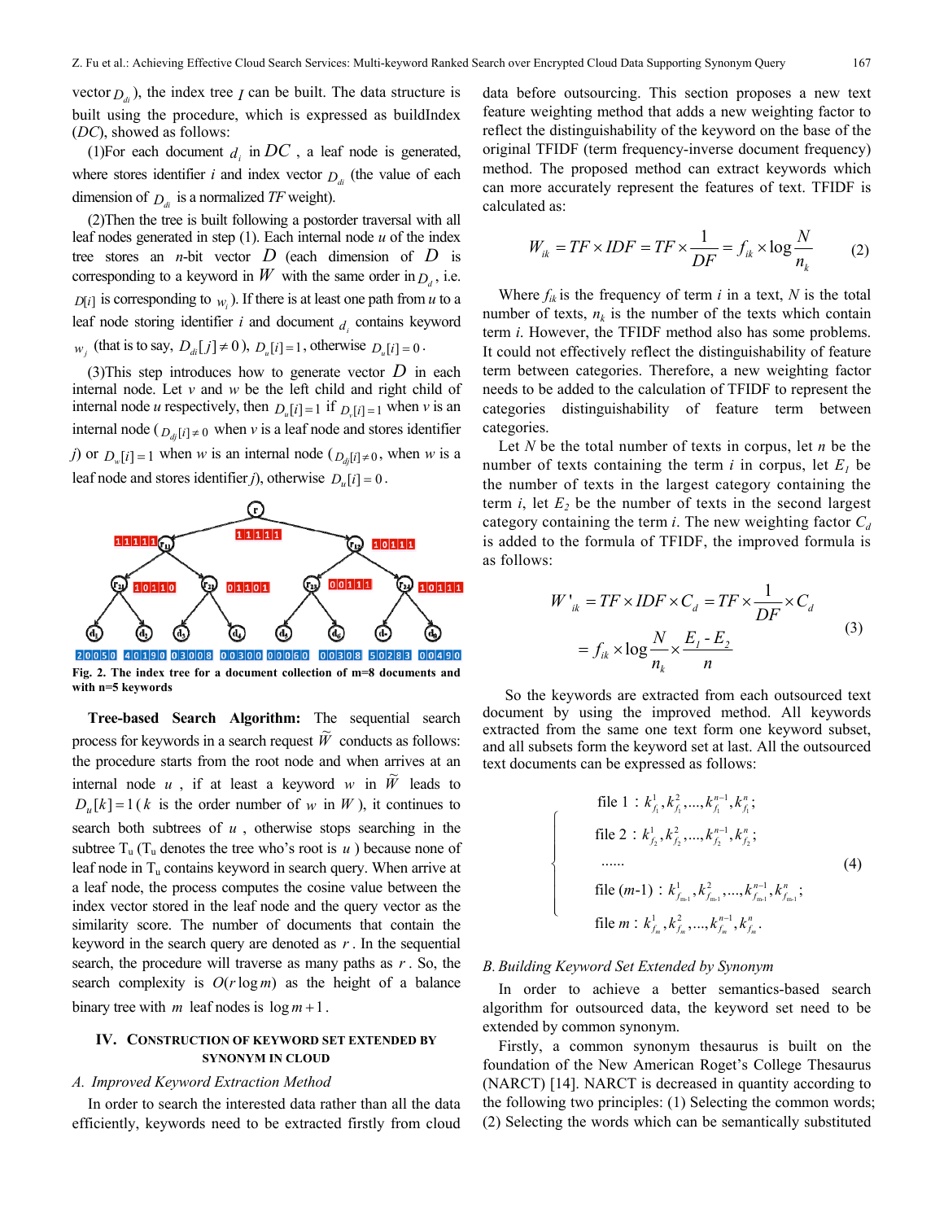vector $D_{di}$), the index tree $I$ can be built. The data structure is built using the procedure, which is expressed as buildIndex ($DC$), showed as follows:

(1)For each document $d_i$ in $DC$, a leaf node is generated, where stores identifier $i$ and index vector $D_{di}$ (the value of each dimension of $D_{di}$ is a normalized $TF$ weight).

(2)Then the tree is built following a postorder traversal with all leaf nodes generated in step (1). Each internal node $u$ of the index tree stores an $n$-bit vector $D$ (each dimension of $D$ is corresponding to a keyword in $W$ with the same order in $D_d$, i.e. $D[i]$ is corresponding to $w_i$). If there is at least one path from $u$ to a leaf node storing identifier $i$ and document $d_i$ contains keyword $w_j$ (that is to say, $D_{di}[j] \neq 0$), $D_u[i]=1$, otherwise $D_u[i]=0$.

(3)This step introduces how to generate vector $D$ in each internal node. Let $v$ and $w$ be the left child and right child of internal node $u$ respectively, then $D_u[i]=1$ if $D_v[i]=1$ when $v$ is an internal node ($D_{dj}[i] \neq 0$ when $v$ is a leaf node and stores identifier $j$) or $D_w[i]=1$ when $w$ is an internal node ($D_{dj}[i] \neq 0$, when $w$ is a leaf node and stores identifier $j$), otherwise $D_u[i]=0$.

Fig. 2. The index tree for a document collection of m=8 documents and with n=5 keywords

**Tree-based Search Algorithm:** The sequential search process for keywords in a search request $\widetilde{W}$ conducts as follows: the procedure starts from the root node and when arrives at an internal node $u$, if at least a keyword $w$ in $\widetilde{W}$ leads to $D_u[k]=1$ ($k$ is the order number of $w$ in $W$), it continues to search both subtrees of $u$, otherwise stops searching in the subtree $T_u$ ($T_u$ denotes the tree who's root is $u$) because none of leaf node in $T_u$ contains keyword in search query. When arrive at a leaf node, the process computes the cosine value between the index vector stored in the leaf node and the query vector as the similarity score. The number of documents that contain the keyword in the search query are denoted as $r$. In the sequential search, the procedure will traverse as many paths as $r$. So, the search complexity is $O(r\log m)$ as the height of a balance binary tree with $m$ leaf nodes is $\log m+1$.

## IV. Construction of Keyword Set Extended by Synonym in Cloud

### *A. Improved Keyword Extraction Method*

In order to search the interested data rather than all the data efficiently, keywords need to be extracted firstly from cloud data before outsourcing. This section proposes a new text feature weighting method that adds a new weighting factor to reflect the distinguishability of the keyword on the base of the original TFIDF (term frequency-inverse document frequency) method. The proposed method can extract keywords which can more accurately represent the features of text. TFIDF is calculated as:

$$W_{ik} = TF \times IDF = TF \times \frac{1}{DF} = f_{ik} \times \log \frac{N}{n_k} \tag{2}$$

Where $f_{ik}$ is the frequency of term $i$ in a text, $N$ is the total number of texts, $n_k$ is the number of the texts which contain term $i$. However, the TFIDF method also has some problems. It could not effectively reflect the distinguishability of feature term between categories. Therefore, a new weighting factor needs to be added to the calculation of TFIDF to represent the categories distinguishability of feature term between categories.

Let $N$ be the total number of texts in corpus, let $n$ be the number of texts containing the term $i$ in corpus, let $E_1$ be the number of texts in the largest category containing the term $i$, let $E_2$ be the number of texts in the second largest category containing the term $i$. The new weighting factor $C_d$ is added to the formula of TFIDF, the improved formula is as follows:

$$\begin{aligned} W'_{ik} &= TF \times IDF \times C_d = TF \times \frac{1}{DF} \times C_d \\ &= f_{ik} \times \log \frac{N}{n_k} \times \frac{E_1 - E_2}{n} \end{aligned} \tag{3}$$

So the keywords are extracted from each outsourced text document by using the improved method. All keywords extracted from the same one text form one keyword subset, and all subsets form the keyword set at last. All the outsourced text documents can be expressed as follows:

$$\begin{cases} \text{file } 1: k_{f_1}^1, k_{f_1}^2, ..., k_{f_1}^{n-1}, k_{f_1}^n; \\ \text{file } 2: k_{f_2}^1, k_{f_2}^2, ..., k_{f_2}^{n-1}, k_{f_2}^n; \\ \;...... \\ \text{file } (m\text{-}1): k_{f_{m-1}}^1, k_{f_{m-1}}^2, ..., k_{f_{m-1}}^{n-1}, k_{f_{m-1}}^n; \\ \text{file } m: k_{f_m}^1, k_{f_m}^2, ..., k_{f_m}^{n-1}, k_{f_m}^n. \end{cases} \tag{4}$$

### *B. Building Keyword Set Extended by Synonym*

In order to achieve a better semantics-based search algorithm for outsourced data, the keyword set need to be extended by common synonym.

Firstly, a common synonym thesaurus is built on the foundation of the New American Roget's College Thesaurus (NARCT) [14]. NARCT is decreased in quantity according to the following two principles: (1) Selecting the common words; (2) Selecting the words which can be semantically substituted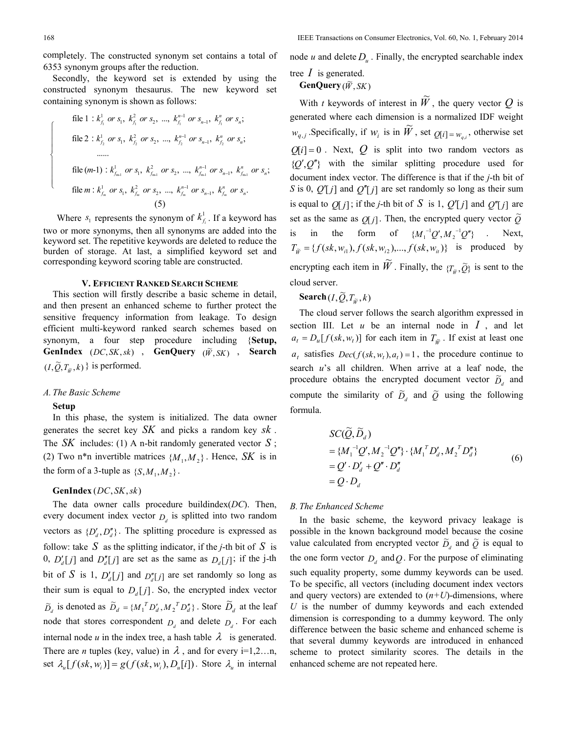completely. The constructed synonym set contains a total of 6353 synonym groups after the reduction.

Secondly, the keyword set is extended by using the constructed synonym thesaurus. The new keyword set containing synonym is shown as follows:

$$
\begin{cases}
\text{file 1}: k_{f_1}^1 \ or\ s_1,\ k_{f_1}^2 \ or\ s_2,\ ...,\ k_{f_1}^{n-1} \ or\ s_{n-1},\ k_{f_1}^n \ or\ s_n; \\
\text{file 2}: k_{f_2}^1 \ or\ s_1,\ k_{f_2}^2 \ or\ s_2,\ ...,\ k_{f_2}^{n-1} \ or\ s_{n-1},\ k_{f_2}^n \ or\ s_n; \\
\quad ...... \\
\text{file } (m\text{-}1): k_{f_{m-1}}^1 \ or\ s_1,\ k_{f_{m-1}}^2 \ or\ s_2,\ ...,\ k_{f_{m-1}}^{n-1} \ or\ s_{n-1},\ k_{f_{m-1}}^n \ or\ s_n; \\
\text{file } m: k_{f_m}^1 \ or\ s_1,\ k_{f_m}^2 \ or\ s_2,\ ...,\ k_{f_m}^{n-1} \ or\ s_{n-1},\ k_{f_m}^n \ or\ s_n.
\end{cases} \tag{5}
$$

Where $s_1$ represents the synonym of $k_{f_1}^1$. If a keyword has two or more synonyms, then all synonyms are added into the keyword set. The repetitive keywords are deleted to reduce the burden of storage. At last, a simplified keyword set and corresponding keyword scoring table are constructed.

## V. Efficient Ranked Search Scheme

This section will firstly describe a basic scheme in detail, and then present an enhanced scheme to further protect the sensitive frequency information from leakage. To design efficient multi-keyword ranked search schemes based on synonym, a four step procedure including {**Setup, GenIndex** $(DC, SK, sk)$, **GenQuery** $(\widetilde{W}, SK)$, **Search** $(I, \widetilde{Q}, T_{\widetilde{W}}, k)$} is performed.

### A. The Basic Scheme

**Setup**

In this phase, the system is initialized. The data owner generates the secret key $SK$ and picks a random key $sk$. The $SK$ includes: (1) A n-bit randomly generated vector $S$; (2) Two n*n invertible matrices $\{M_1, M_2\}$. Hence, $SK$ is in the form of a 3-tuple as $\{S, M_1, M_2\}$.

**GenIndex** $(DC, SK, sk)$

The data owner calls procedure buildindex($DC$). Then, every document index vector $D_d$ is splitted into two random vectors as $\{D'_d, D''_d\}$. The splitting procedure is expressed as follow: take $S$ as the splitting indicator, if the $j$-th bit of $S$ is 0, $D'_d[j]$ and $D''_d[j]$ are set as the same as $D_d[j]$; if the j-th bit of $S$ is 1, $D'_d[j]$ and $D''_d[j]$ are set randomly so long as their sum is equal to $D_d[j]$. So, the encrypted index vector $\widetilde{D}_d$ is denoted as $\widetilde{D}_d = \{M_1^T D'_d, M_2^T D''_d\}$. Store $\widetilde{D}_d$ at the leaf node that stores correspondent $D_d$ and delete $D_d$. For each internal node $u$ in the index tree, a hash table $\lambda$ is generated. There are $n$ tuples (key, value) in $\lambda$, and for every i=1,2…n, set $\lambda_u[f(sk, w_i)] = g(f(sk, w_i), D_u[i])$. Store $\lambda_u$ in internal node $u$ and delete $D_u$. Finally, the encrypted searchable index tree $I$ is generated.

**GenQuery** $(\widetilde{W}, SK)$

With $t$ keywords of interest in $\widetilde{W}$, the query vector $Q$ is generated where each dimension is a normalized IDF weight $w_{q,j}$. Specifically, if $w_i$ is in $\widetilde{W}$, set $Q[i] = w_{q,i}$, otherwise set $Q[i] = 0$. Next, $Q$ is split into two random vectors as $\{Q', Q''\}$ with the similar splitting procedure used for document index vector. The difference is that if the $j$-th bit of $S$ is 0, $Q'[j]$ and $Q''[j]$ are set randomly so long as their sum is equal to $Q[j]$; if the $j$-th bit of $S$ is 1, $Q'[j]$ and $Q''[j]$ are set as the same as $Q[j]$. Then, the encrypted query vector $\widetilde{Q}$ is in the form of $\{M_1^{-1}Q', M_2^{-1}Q''\}$. Next, $T_{\widetilde{W}} = \{f(sk, w_{i1}), f(sk, w_{i2}), ..., f(sk, w_{it})\}$ is produced by encrypting each item in $\widetilde{W}$. Finally, the $\{T_{\widetilde{W}}, \widetilde{Q}\}$ is sent to the cloud server.

**Search** $(I, \widetilde{Q}, T_{\widetilde{W}}, k)$

The cloud server follows the search algorithm expressed in section III. Let $u$ be an internal node in $I$, and let $a_t = D_u[f(sk, w_t)]$ for each item in $T_{\widetilde{W}}$. If exist at least one $a_t$ satisfies $Dec(f(sk, w_t), a_t) = 1$, the procedure continue to search $u$'s all children. When arrive at a leaf node, the procedure obtains the encrypted document vector $\widetilde{D}_d$ and compute the similarity of $\widetilde{D}_d$ and $\widetilde{Q}$ using the following formula.

$$
\begin{aligned}
& SC(\widetilde{Q}, \widetilde{D}_d) \\
& = \{M_1^{-1}Q', M_2^{-1}Q''\} \cdot \{M_1^T D'_d, M_2^T D''_d\} \\
& = Q' \cdot D'_d + Q'' \cdot D''_d \\
& = Q \cdot D_d
\end{aligned} \tag{6}
$$

### B. The Enhanced Scheme

In the basic scheme, the keyword privacy leakage is possible in the known background model because the cosine value calculated from encrypted vector $\widetilde{D}_d$ and $\widetilde{Q}$ is equal to the one form vector $D_d$ and $Q$. For the purpose of eliminating such equality property, some dummy keywords can be used. To be specific, all vectors (including document index vectors and query vectors) are extended to ($n+U$)-dimensions, where $U$ is the number of dummy keywords and each extended dimension is corresponding to a dummy keyword. The only difference between the basic scheme and enhanced scheme is that several dummy keywords are introduced in enhanced scheme to protect similarity scores. The details in the enhanced scheme are not repeated here.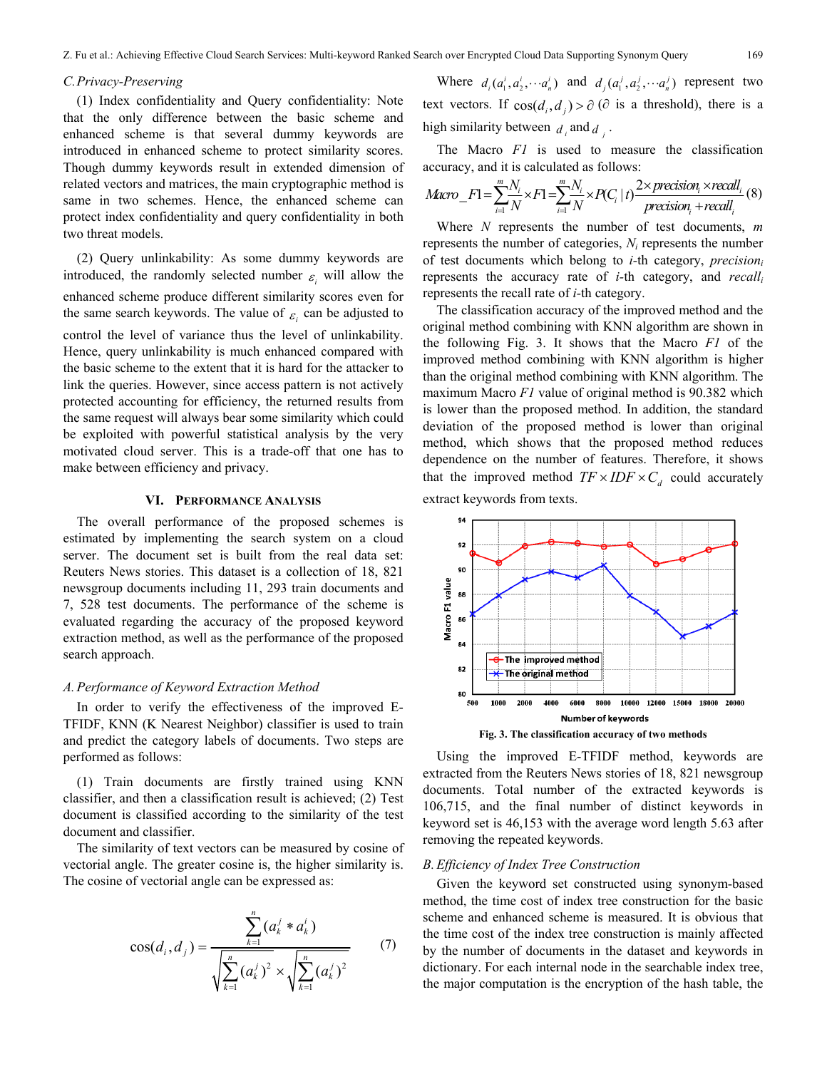### C. Privacy-Preserving

(1) Index confidentiality and Query confidentiality: Note that the only difference between the basic scheme and enhanced scheme is that several dummy keywords are introduced in enhanced scheme to protect similarity scores. Though dummy keywords result in extended dimension of related vectors and matrices, the main cryptographic method is same in two schemes. Hence, the enhanced scheme can protect index confidentiality and query confidentiality in both two threat models.

(2) Query unlinkability: As some dummy keywords are introduced, the randomly selected number $\varepsilon_i$ will allow the enhanced scheme produce different similarity scores even for the same search keywords. The value of $\varepsilon_i$ can be adjusted to control the level of variance thus the level of unlinkability. Hence, query unlinkability is much enhanced compared with the basic scheme to the extent that it is hard for the attacker to link the queries. However, since access pattern is not actively protected accounting for efficiency, the returned results from the same request will always bear some similarity which could be exploited with powerful statistical analysis by the very motivated cloud server. This is a trade-off that one has to make between efficiency and privacy.

## VI. Performance Analysis

The overall performance of the proposed schemes is estimated by implementing the search system on a cloud server. The document set is built from the real data set: Reuters News stories. This dataset is a collection of 18, 821 newsgroup documents including 11, 293 train documents and 7, 528 test documents. The performance of the scheme is evaluated regarding the accuracy of the proposed keyword extraction method, as well as the performance of the proposed search approach.

### A. Performance of Keyword Extraction Method

In order to verify the effectiveness of the improved E-TFIDF, KNN (K Nearest Neighbor) classifier is used to train and predict the category labels of documents. Two steps are performed as follows:

(1) Train documents are firstly trained using KNN classifier, and then a classification result is achieved; (2) Test document is classified according to the similarity of the test document and classifier.

The similarity of text vectors can be measured by cosine of vectorial angle. The greater cosine is, the higher similarity is. The cosine of vectorial angle can be expressed as:

$$\cos(d_i, d_j) = \frac{\sum_{k=1}^{n}(a_k^j * a_k^i)}{\sqrt{\sum_{k=1}^{n}(a_k^i)^2} \times \sqrt{\sum_{k=1}^{n}(a_k^j)^2}} \quad (7)$$

Where $d_i(a_1^i, a_2^i, \cdots a_n^i)$ and $d_j(a_1^j, a_2^j, \cdots a_n^j)$ represent two text vectors. If $\cos(d_i, d_j) > \partial$ ($\partial$ is a threshold), there is a high similarity between $d_i$ and $d_j$.

The Macro *F1* is used to measure the classification accuracy, and it is calculated as follows:

$$Macro\_F1 = \sum_{i=1}^{m}\frac{N_i}{N} \times F1 = \sum_{i=1}^{m}\frac{N_i}{N} \times P(C_i \mid t)\frac{2 \times precision_i \times recall_i}{precision_i + recall_i} \quad (8)$$

Where $N$ represents the number of test documents, $m$ represents the number of categories, $N_i$ represents the number of test documents which belong to $i$-th category, $precision_i$ represents the accuracy rate of $i$-th category, and $recall_i$ represents the recall rate of $i$-th category.

The classification accuracy of the improved method and the original method combining with KNN algorithm are shown in the following Fig. 3. It shows that the Macro *F1* of the improved method combining with KNN algorithm is higher than the original method combining with KNN algorithm. The maximum Macro *F1* value of original method is 90.382 which is lower than the proposed method. In addition, the standard deviation of the proposed method is lower than original method, which shows that the proposed method reduces dependence on the number of features. Therefore, it shows that the improved method $TF \times IDF \times C_d$ could accurately extract keywords from texts.

Fig. 3. The classification accuracy of two methods

Using the improved E-TFIDF method, keywords are extracted from the Reuters News stories of 18, 821 newsgroup documents. Total number of the extracted keywords is 106,715, and the final number of distinct keywords in keyword set is 46,153 with the average word length 5.63 after removing the repeated keywords.

### B. Efficiency of Index Tree Construction

Given the keyword set constructed using synonym-based method, the time cost of index tree construction for the basic scheme and enhanced scheme is measured. It is obvious that the time cost of the index tree construction is mainly affected by the number of documents in the dataset and keywords in dictionary. For each internal node in the searchable index tree, the major computation is the encryption of the hash table, the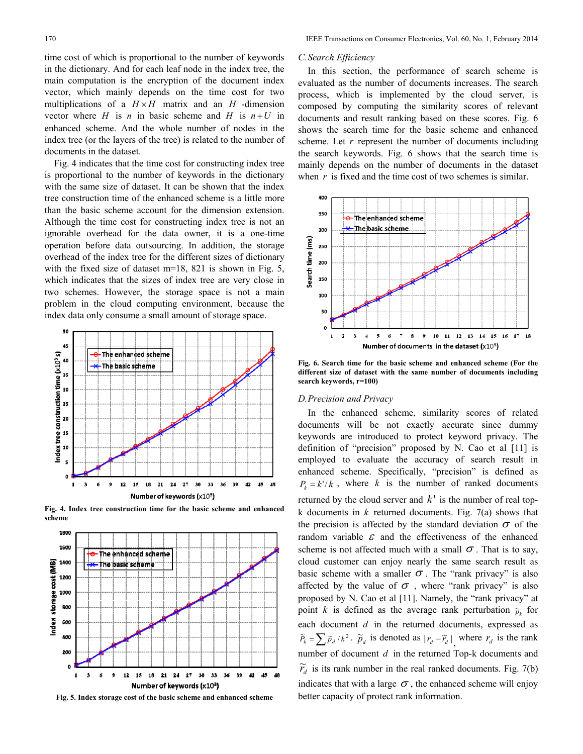time cost of which is proportional to the number of keywords in the dictionary. And for each leaf node in the index tree, the main computation is the encryption of the document index vector, which mainly depends on the time cost for two multiplications of a $H \times H$ matrix and an $H$-dimension vector where $H$ is $n$ in basic scheme and $H$ is $n+U$ in enhanced scheme. And the whole number of nodes in the index tree (or the layers of the tree) is related to the number of documents in the dataset.

Fig. 4 indicates that the time cost for constructing index tree is proportional to the number of keywords in the dictionary with the same size of dataset. It can be shown that the index tree construction time of the enhanced scheme is a little more than the basic scheme account for the dimension extension. Although the time cost for constructing index tree is not an ignorable overhead for the data owner, it is a one-time operation before data outsourcing. In addition, the storage overhead of the index tree for the different sizes of dictionary with the fixed size of dataset m=18, 821 is shown in Fig. 5, which indicates that the sizes of index tree are very close in two schemes. However, the storage space is not a main problem in the cloud computing environment, because the index data only consume a small amount of storage space.

**Fig. 4. Index tree construction time for the basic scheme and enhanced scheme**

**Fig. 5. Index storage cost of the basic scheme and enhanced scheme**

### C. Search Efficiency

In this section, the performance of search scheme is evaluated as the number of documents increases. The search process, which is implemented by the cloud server, is composed by computing the similarity scores of relevant documents and result ranking based on these scores. Fig. 6 shows the search time for the basic scheme and enhanced scheme. Let $r$ represent the number of documents including the search keywords. Fig. 6 shows that the search time is mainly depends on the number of documents in the dataset when $r$ is fixed and the time cost of two schemes is similar.

**Fig. 6. Search time for the basic scheme and enhanced scheme (For the different size of dataset with the same number of documents including search keywords, r=100)**

### D. Precision and Privacy

In the enhanced scheme, similarity scores of related documents will be not exactly accurate since dummy keywords are introduced to protect keyword privacy. The definition of "precision" proposed by N. Cao et al [11] is employed to evaluate the accuracy of search result in enhanced scheme. Specifically, "precision" is defined as $P_k = k'/k$, where $k$ is the number of ranked documents returned by the cloud server and $k'$ is the number of real top-k documents in $k$ returned documents. Fig. 7(a) shows that the precision is affected by the standard deviation $\sigma$ of the random variable $\varepsilon$ and the effectiveness of the enhanced scheme is not affected much with a small $\sigma$. That is to say, cloud customer can enjoy nearly the same search result as basic scheme with a smaller $\sigma$. The "rank privacy" is also affected by the value of $\sigma$, where "rank privacy" is also proposed by N. Cao et al [11]. Namely, the "rank privacy" at point $k$ is defined as the average rank perturbation $\tilde{p}_k$ for each document $d$ in the returned documents, expressed as $\tilde{P}_k = \sum \tilde{p}_d / k^2$. $\tilde{p}_d$ is denoted as $|r_d - \tilde{r}_d|$ where $r_d$ is the rank number of document $d$ in the returned Top-k documents and $\tilde{r}_d$ is its rank number in the real ranked documents. Fig. 7(b) indicates that with a large $\sigma$, the enhanced scheme will enjoy better capacity of protect rank information.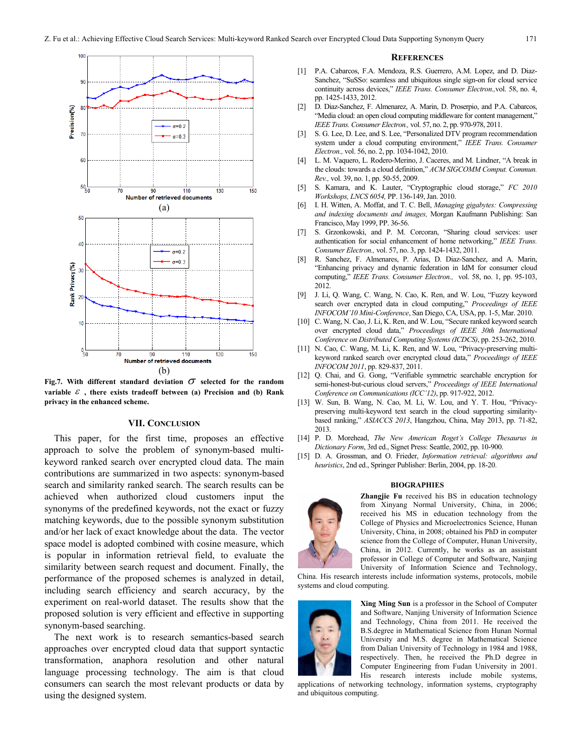Fig.7. With different standard deviation $\sigma$ selected for the random variable $\varepsilon$, there exists tradeoff between (a) Precision and (b) Rank privacy in the enhanced scheme.

## VII. Conclusion

This paper, for the first time, proposes an effective approach to solve the problem of synonym-based multi-keyword ranked search over encrypted cloud data. The main contributions are summarized in two aspects: synonym-based search and similarity ranked search. The search results can be achieved when authorized cloud customers input the synonyms of the predefined keywords, not the exact or fuzzy matching keywords, due to the possible synonym substitution and/or her lack of exact knowledge about the data. The vector space model is adopted combined with cosine measure, which is popular in information retrieval field, to evaluate the similarity between search request and document. Finally, the performance of the proposed schemes is analyzed in detail, including search efficiency and search accuracy, by the experiment on real-world dataset. The results show that the proposed solution is very efficient and effective in supporting synonym-based searching.

The next work is to research semantics-based search approaches over encrypted cloud data that support syntactic transformation, anaphora resolution and other natural language processing technology. The aim is that cloud consumers can search the most relevant products or data by using the designed system.

## References

[1] P.A. Cabarcos, F.A. Mendoza, R.S. Guerrero, A.M. Lopez, and D. Diaz-Sanchez, "SuSSo: seamless and ubiquitous single sign-on for cloud service continuity across devices," *IEEE Trans. Consumer Electron.,*vol. 58, no. 4, pp. 1425-1433, 2012.

[2] D. Diaz-Sanchez, F. Almenarez, A. Marin, D. Proserpio, and P.A. Cabarcos, "Media cloud: an open cloud computing middleware for content management," *IEEE Trans. Consumer Electron.,* vol. 57, no. 2, pp. 970-978, 2011.

[3] S. G. Lee, D. Lee, and S. Lee, "Personalized DTV program recommendation system under a cloud computing environment," *IEEE Trans. Consumer Electron.,* vol. 56, no. 2, pp. 1034-1042, 2010.

[4] L. M. Vaquero, L. Rodero-Merino, J. Caceres, and M. Lindner, "A break in the clouds: towards a cloud definition," *ACM SIGCOMM Comput. Commun. Rev.,* vol. 39, no. 1, pp. 50-55, 2009.

[5] S. Kamara, and K. Lauter, "Cryptographic cloud storage," *FC 2010 Workshops, LNCS 6054,* PP. 136-149, Jan. 2010.

[6] I. H. Witten, A. Moffat, and T. C. Bell, *Managing gigabytes: Compressing and indexing documents and images,* Morgan Kaufmann Publishing: San Francisco, May 1999, PP. 36-56.

[7] S. Grzonkowski, and P. M. Corcoran, "Sharing cloud services: user authentication for social enhancement of home networking," *IEEE Trans. Consumer Electron.,* vol. 57, no. 3, pp. 1424-1432, 2011.

[8] R. Sanchez, F. Almenares, P. Arias, D. Diaz-Sanchez, and A. Marin, "Enhancing privacy and dynamic federation in IdM for consumer cloud computing," *IEEE Trans. Consumer Electron.,* vol. 58, no. 1, pp. 95-103, 2012.

[9] J. Li, Q. Wang, C. Wang, N. Cao, K. Ren, and W. Lou, "Fuzzy keyword search over encrypted data in cloud computing," *Proceedings of IEEE INFOCOM'10 Mini-Conference*, San Diego, CA, USA, pp. 1-5, Mar. 2010.

[10] C. Wang, N. Cao, J. Li, K. Ren, and W. Lou, "Secure ranked keyword search over encrypted cloud data," *Proceedings of IEEE 30th International Conference on Distributed Computing Systems (ICDCS)*, pp. 253-262, 2010.

[11] N. Cao, C. Wang, M. Li, K. Ren, and W. Lou, "Privacy-preserving multi-keyword ranked search over encrypted cloud data," *Proceedings of IEEE INFOCOM 2011*, pp. 829-837, 2011.

[12] Q. Chai, and G. Gong, "Verifiable symmetric searchable encryption for semi-honest-but-curious cloud servers," *Proceedings of IEEE International Conference on Communications (ICC'12)*, pp. 917-922, 2012.

[13] W. Sun, B. Wang, N. Cao, M. Li, W. Lou, and Y. T. Hou, "Privacy-preserving multi-keyword text search in the cloud supporting similarity-based ranking," *ASIACCS 2013*, Hangzhou, China, May 2013, pp. 71-82, 2013.

[14] P. D. Morehead, *The New American Roget's College Thesaurus in Dictionary Form*, 3rd ed., Signet Press: Seattle, 2002, pp. 10-900.

[15] D. A. Grossman, and O. Frieder, *Information retrieval: algorithms and heuristics*, 2nd ed., Springer Publisher: Berlin, 2004, pp. 18-20.

## Biographies

**Zhangjie Fu** received his BS in education technology from Xinyang Normal University, China, in 2006; received his MS in education technology from the College of Physics and Microelectronics Science, Hunan University, China, in 2008; obtained his PhD in computer science from the College of Computer, Hunan University, China, in 2012. Currently, he works as an assistant professor in College of Computer and Software, Nanjing University of Information Science and Technology, China. His research interests include information systems, protocols, mobile systems and cloud computing.

**Xing Ming Sun** is a professor in the School of Computer and Software, Nanjing University of Information Science and Technology, China from 2011. He received the B.S.degree in Mathematical Science from Hunan Normal University and M.S. degree in Mathematical Science from Dalian University of Technology in 1984 and 1988, respectively. Then, he received the Ph.D degree in Computer Engineering from Fudan University in 2001. His research interests include mobile systems, applications of networking technology, information systems, cryptography and ubiquitous computing.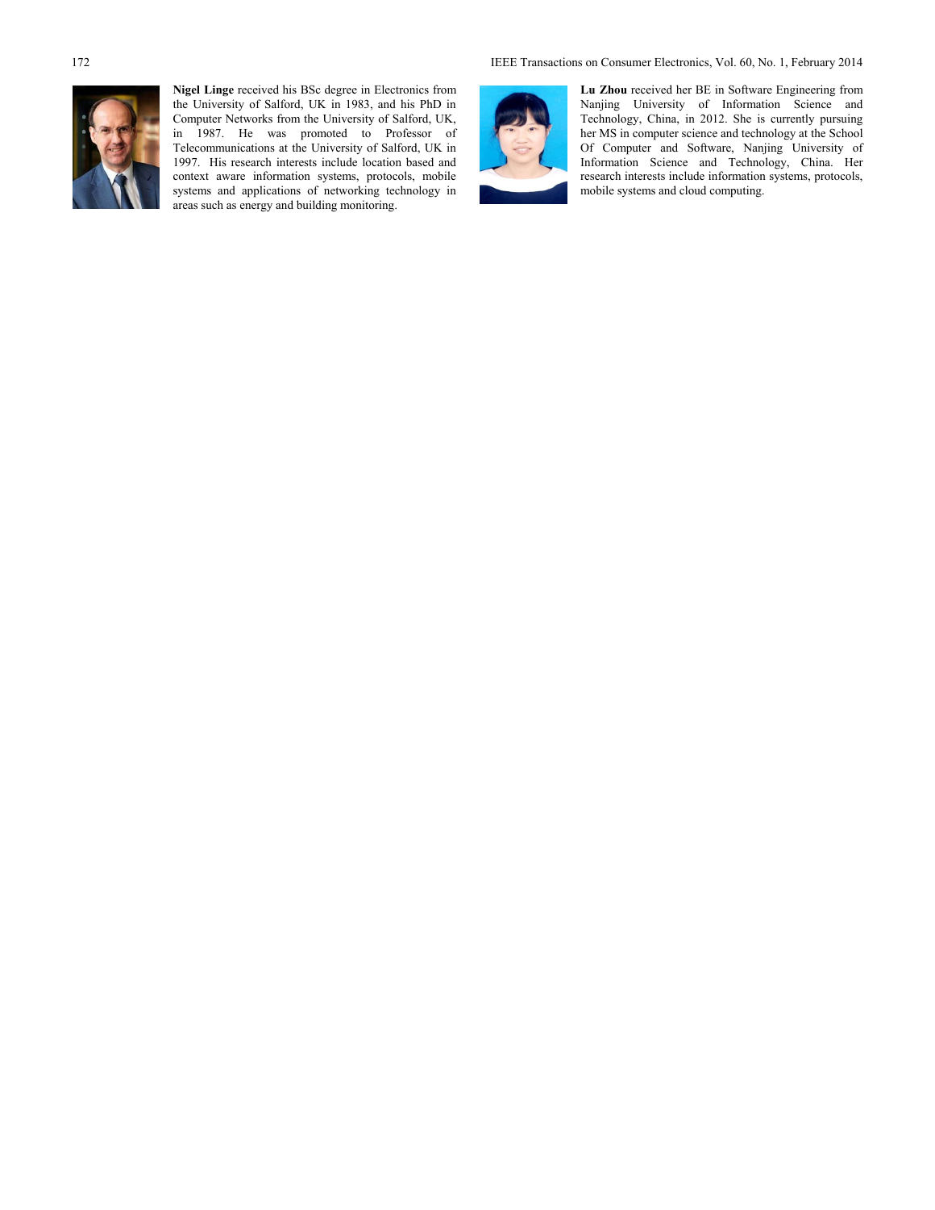**Nigel Linge** received his BSc degree in Electronics from the University of Salford, UK in 1983, and his PhD in Computer Networks from the University of Salford, UK, in 1987. He was promoted to Professor of Telecommunications at the University of Salford, UK in 1997. His research interests include location based and context aware information systems, protocols, mobile systems and applications of networking technology in areas such as energy and building monitoring.

**Lu Zhou** received her BE in Software Engineering from Nanjing University of Information Science and Technology, China, in 2012. She is currently pursuing her MS in computer science and technology at the School Of Computer and Software, Nanjing University of Information Science and Technology, China. Her research interests include information systems, protocols, mobile systems and cloud computing.